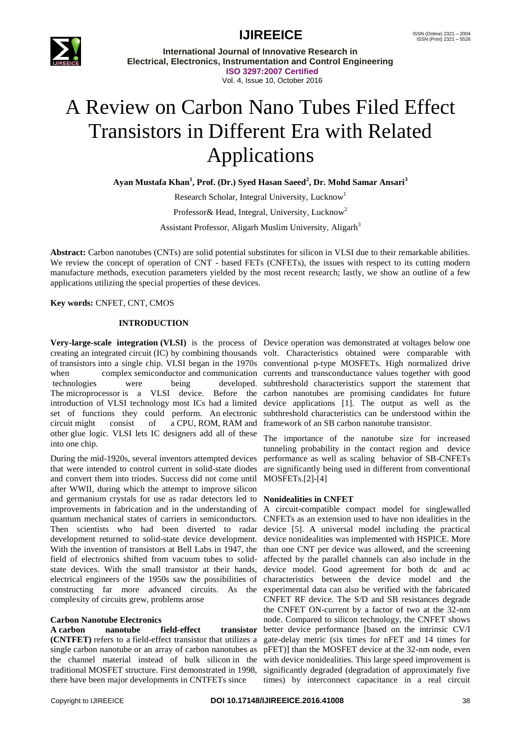# A Review on Carbon Nano Tubes Filed Effect Transistors in Different Era with Related Applications

**Ayan Mustafa Khan[1], Prof. (Dr.) Syed Hasan Saeed[2], Dr. Mohd Samar Ansari[3]**

Research Scholar, Integral University, Lucknow[1]

Professor& Head, Integral, University, Lucknow[2]

Assistant Professor, Aligarh Muslim University, Aligarh[3]

**Abstract:** Carbon nanotubes (CNTs) are solid potential substitutes for silicon in VLSI due to their remarkable abilities. We review the concept of operation of CNT - based FETs (CNFETs), the issues with respect to its cutting modern manufacture methods, execution parameters yielded by the most recent research; lastly, we show an outline of a few applications utilizing the special properties of these devices.

**Key words:** CNFET, CNT, CMOS

## INTRODUCTION

**Very-large-scale integration (VLSI)** is the process of creating an integrated circuit (IC) by combining thousands of transistors into a single chip. VLSI began in the 1970s when complex semiconductor and communication technologies were being developed. The microprocessor is a VLSI device. Before the introduction of VLSI technology most ICs had a limited set of functions they could perform. An electronic circuit might consist of a CPU, ROM, RAM and other glue logic. VLSI lets IC designers add all of these into one chip.

During the mid-1920s, several inventors attempted devices that were intended to control current in solid-state diodes and convert them into triodes. Success did not come until after WWII, during which the attempt to improve silicon and germanium crystals for use as radar detectors led to improvements in fabrication and in the understanding of quantum mechanical states of carriers in semiconductors. Then scientists who had been diverted to radar development returned to solid-state device development. With the invention of transistors at Bell Labs in 1947, the field of electronics shifted from vacuum tubes to solid-state devices. With the small transistor at their hands, electrical engineers of the 1950s saw the possibilities of constructing far more advanced circuits. As the complexity of circuits grew, problems arose

### Carbon Nanotube Electronics

**A carbon nanotube field-effect transistor (CNTFET)** refers to a field-effect transistor that utilizes a single carbon nanotube or an array of carbon nanotubes as the channel material instead of bulk silicon in the traditional MOSFET structure. First demonstrated in 1998, there have been major developments in CNTFETs since Device operation was demonstrated at voltages below one volt. Characteristics obtained were comparable with conventional p-type MOSFETs. High normalized drive currents and transconductance values together with good subthreshold characteristics support the statement that carbon nanotubes are promising candidates for future device applications [1]. The output as well as the subthreshold characteristics can be understood within the framework of an SB carbon nanotube transistor.

The importance of the nanotube size for increased tunneling probability in the contact region and device performance as well as scaling behavior of SB-CNFETs are significantly being used in different from conventional MOSFETs.[2]-[4]

### Nonidealities in CNFET

A circuit-compatible compact model for singlewalled CNFETs as an extension used to have non idealities in the device [5]. A universal model including the practical device nonidealities was implemented with HSPICE. More than one CNT per device was allowed, and the screening affected by the parallel channels can also include in the device model. Good agreement for both dc and ac characteristics between the device model and the experimental data can also be verified with the fabricated CNFET RF device. The S/D and SB resistances degrade the CNFET ON-current by a factor of two at the 32-nm node. Compared to silicon technology, the CNFET shows better device performance [based on the intrinsic CV/I gate-delay metric (six times for nFET and 14 times for pFET)] than the MOSFET device at the 32-nm node, even with device nonidealities. This large speed improvement is significantly degraded (degradation of approximately five times) by interconnect capacitance in a real circuit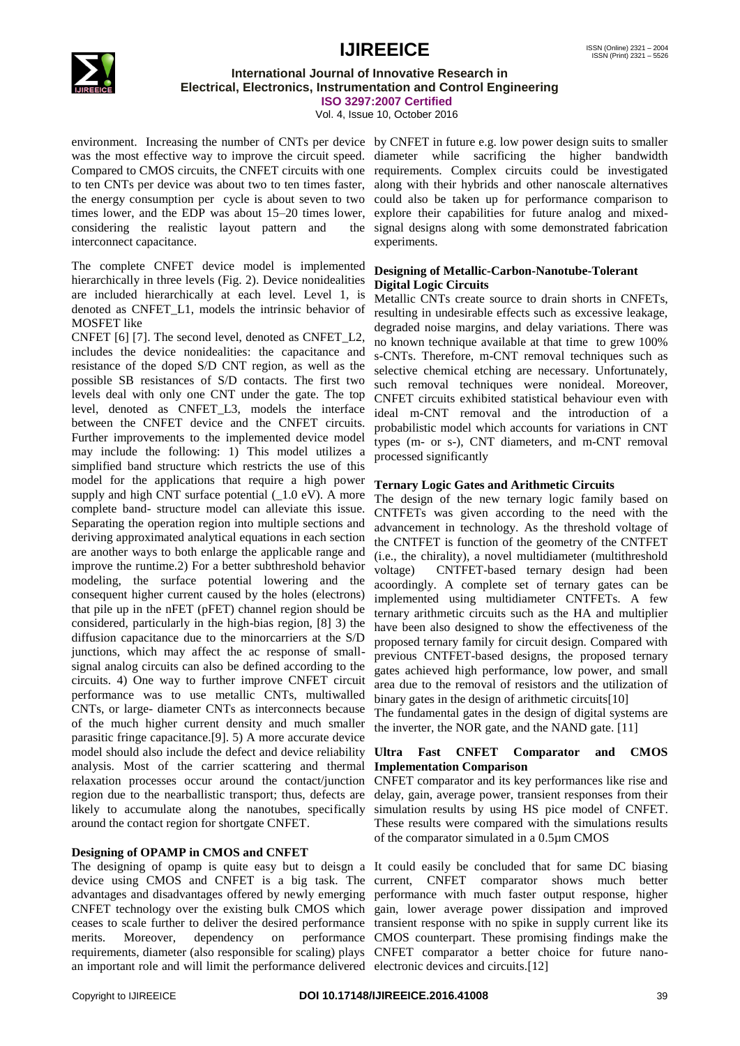environment. Increasing the number of CNTs per device was the most effective way to improve the circuit speed. Compared to CMOS circuits, the CNFET circuits with one to ten CNTs per device was about two to ten times faster, the energy consumption per cycle is about seven to two times lower, and the EDP was about 15–20 times lower, considering the realistic layout pattern and the interconnect capacitance.

The complete CNFET device model is implemented hierarchically in three levels (Fig. 2). Device nonidealities are included hierarchically at each level. Level 1, is denoted as CNFET_L1, models the intrinsic behavior of MOSFET like

CNFET [6] [7]. The second level, denoted as CNFET_L2, includes the device nonidealities: the capacitance and resistance of the doped S/D CNT region, as well as the possible SB resistances of S/D contacts. The first two levels deal with only one CNT under the gate. The top level, denoted as CNFET_L3, models the interface between the CNFET device and the CNFET circuits. Further improvements to the implemented device model may include the following: 1) This model utilizes a simplified band structure which restricts the use of this model for the applications that require a high power supply and high CNT surface potential (_1.0 eV). A more complete band- structure model can alleviate this issue. Separating the operation region into multiple sections and deriving approximated analytical equations in each section are another ways to both enlarge the applicable range and improve the runtime.2) For a better subthreshold behavior modeling, the surface potential lowering and the consequent higher current caused by the holes (electrons) that pile up in the nFET (pFET) channel region should be considered, particularly in the high-bias region, [8] 3) the diffusion capacitance due to the minorcarriers at the S/D junctions, which may affect the ac response of small-signal analog circuits can also be defined according to the circuits. 4) One way to further improve CNFET circuit performance was to use metallic CNTs, multiwalled CNTs, or large- diameter CNTs as interconnects because of the much higher current density and much smaller parasitic fringe capacitance.[9]. 5) A more accurate device model should also include the defect and device reliability analysis. Most of the carrier scattering and thermal relaxation processes occur around the contact/junction region due to the nearballistic transport; thus, defects are likely to accumulate along the nanotubes, specifically around the contact region for shortgate CNFET.

### Designing of OPAMP in CMOS and CNFET

The designing of opamp is quite easy but to deisgn a device using CMOS and CNFET is a big task. The advantages and disadvantages offered by newly emerging CNFET technology over the existing bulk CMOS which ceases to scale further to deliver the desired performance merits. Moreover, dependency on performance requirements, diameter (also responsible for scaling) plays an important role and will limit the performance delivered by CNFET in future e.g. low power design suits to smaller diameter while sacrificing the higher bandwidth requirements. Complex circuits could be investigated along with their hybrids and other nanoscale alternatives could also be taken up for performance comparison to explore their capabilities for future analog and mixed-signal designs along with some demonstrated fabrication experiments.

### Designing of Metallic-Carbon-Nanotube-Tolerant Digital Logic Circuits

Metallic CNTs create source to drain shorts in CNFETs, resulting in undesirable effects such as excessive leakage, degraded noise margins, and delay variations. There was no known technique available at that time to grew 100% s-CNTs. Therefore, m-CNT removal techniques such as selective chemical etching are necessary. Unfortunately, such removal techniques were nonideal. Moreover, CNFET circuits exhibited statistical behaviour even with ideal m-CNT removal and the introduction of a probabilistic model which accounts for variations in CNT types (m- or s-), CNT diameters, and m-CNT removal processed significantly

### Ternary Logic Gates and Arithmetic Circuits

The design of the new ternary logic family based on CNTFETs was given according to the need with the advancement in technology. As the threshold voltage of the CNTFET is function of the geometry of the CNTFET (i.e., the chirality), a novel multidiameter (multithreshold voltage) CNTFET-based ternary design had been acoordingly. A complete set of ternary gates can be implemented using multidiameter CNTFETs. A few ternary arithmetic circuits such as the HA and multiplier have been also designed to show the effectiveness of the proposed ternary family for circuit design. Compared with previous CNTFET-based designs, the proposed ternary gates achieved high performance, low power, and small area due to the removal of resistors and the utilization of binary gates in the design of arithmetic circuits[10]

The fundamental gates in the design of digital systems are the inverter, the NOR gate, and the NAND gate. [11]

### Ultra Fast CNFET Comparator and CMOS Implementation Comparison

CNFET comparator and its key performances like rise and delay, gain, average power, transient responses from their simulation results by using HS pice model of CNFET. These results were compared with the simulations results of the comparator simulated in a 0.5µm CMOS

It could easily be concluded that for same DC biasing current, CNFET comparator shows much better performance with much faster output response, higher gain, lower average power dissipation and improved transient response with no spike in supply current like its CMOS counterpart. These promising findings make the CNFET comparator a better choice for future nano-electronic devices and circuits.[12]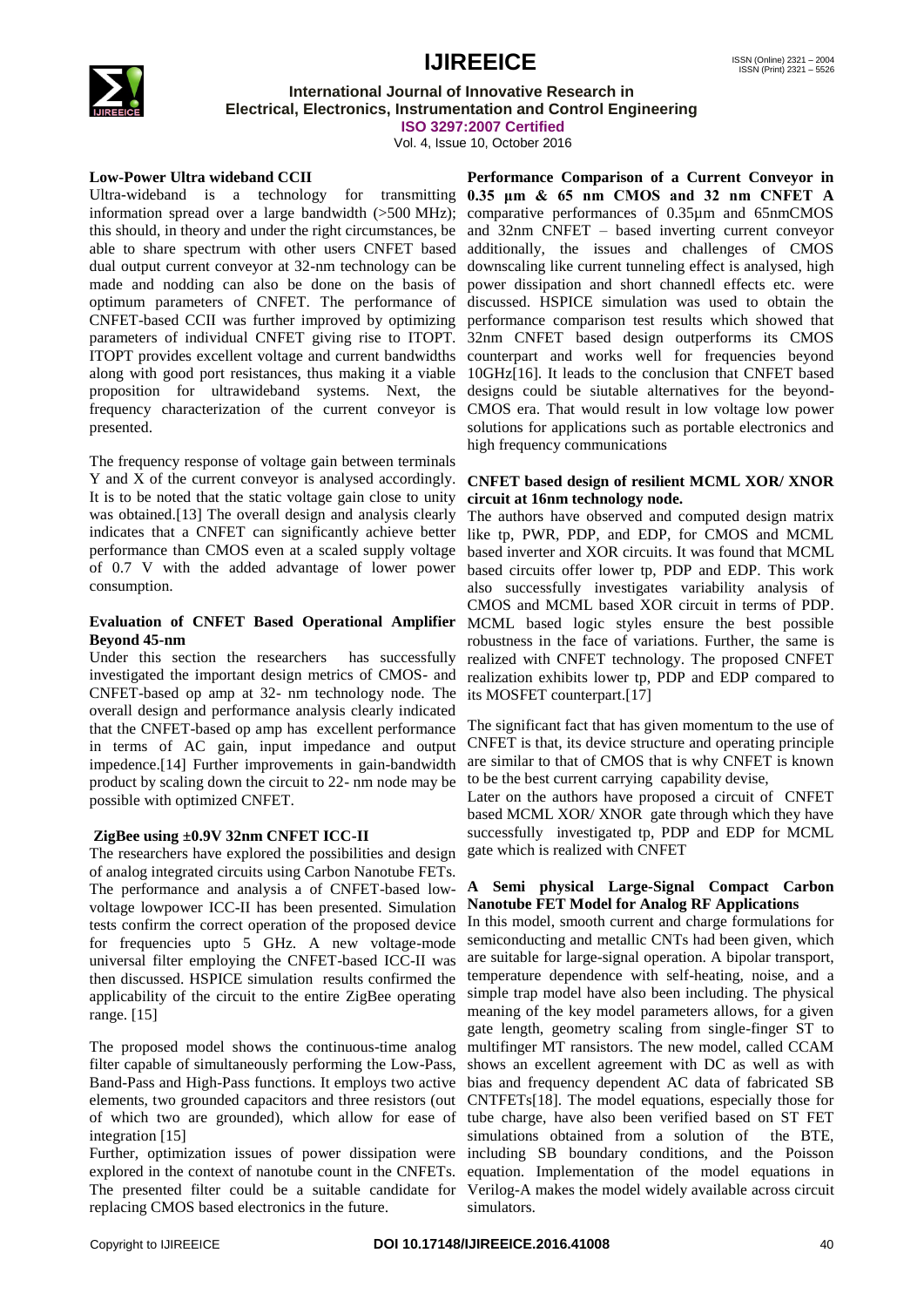**Low-Power Ultra wideband CCII**

Ultra-wideband is a technology for transmitting information spread over a large bandwidth (>500 MHz); this should, in theory and under the right circumstances, be able to share spectrum with other users CNFET based dual output current conveyor at 32-nm technology can be made and nodding can also be done on the basis of optimum parameters of CNFET. The performance of CNFET-based CCII was further improved by optimizing parameters of individual CNFET giving rise to ITOPT. ITOPT provides excellent voltage and current bandwidths along with good port resistances, thus making it a viable proposition for ultrawideband systems. Next, the frequency characterization of the current conveyor is presented.

The frequency response of voltage gain between terminals Y and X of the current conveyor is analysed accordingly. It is to be noted that the static voltage gain close to unity was obtained.[13] The overall design and analysis clearly indicates that a CNFET can significantly achieve better performance than CMOS even at a scaled supply voltage of 0.7 V with the added advantage of lower power consumption.

**Evaluation of CNFET Based Operational Amplifier Beyond 45-nm**

Under this section the researchers has successfully investigated the important design metrics of CMOS- and CNFET-based op amp at 32- nm technology node. The overall design and performance analysis clearly indicated that the CNFET-based op amp has excellent performance in terms of AC gain, input impedance and output impedence.[14] Further improvements in gain-bandwidth product by scaling down the circuit to 22- nm node may be possible with optimized CNFET.

**ZigBee using ±0.9V 32nm CNFET ICC-II**

The researchers have explored the possibilities and design of analog integrated circuits using Carbon Nanotube FETs. The performance and analysis a of CNFET-based low-voltage lowpower ICC-II has been presented. Simulation tests confirm the correct operation of the proposed device for frequencies upto 5 GHz. A new voltage-mode universal filter employing the CNFET-based ICC-II was then discussed. HSPICE simulation results confirmed the applicability of the circuit to the entire ZigBee operating range. [15]

The proposed model shows the continuous-time analog filter capable of simultaneously performing the Low-Pass, Band-Pass and High-Pass functions. It employs two active elements, two grounded capacitors and three resistors (out of which two are grounded), which allow for ease of integration [15]

Further, optimization issues of power dissipation were explored in the context of nanotube count in the CNFETs. The presented filter could be a suitable candidate for replacing CMOS based electronics in the future.

**Performance Comparison of a Current Conveyor in 0.35 μm & 65 nm CMOS and 32 nm CNFET** A comparative performances of 0.35µm and 65nmCMOS and 32nm CNFET – based inverting current conveyor additionally, the issues and challenges of CMOS downscaling like current tunneling effect is analysed, high power dissipation and short channedl effects etc. were discussed. HSPICE simulation was used to obtain the performance comparison test results which showed that 32nm CNFET based design outperforms its CMOS counterpart and works well for frequencies beyond 10GHz[16]. It leads to the conclusion that CNFET based designs could be siutable alternatives for the beyond-CMOS era. That would result in low voltage low power solutions for applications such as portable electronics and high frequency communications

**CNFET based design of resilient MCML XOR/ XNOR circuit at 16nm technology node.**

The authors have observed and computed design matrix like tp, PWR, PDP, and EDP, for CMOS and MCML based inverter and XOR circuits. It was found that MCML based circuits offer lower tp, PDP and EDP. This work also successfully investigates variability analysis of CMOS and MCML based XOR circuit in terms of PDP. MCML based logic styles ensure the best possible robustness in the face of variations. Further, the same is realized with CNFET technology. The proposed CNFET realization exhibits lower tp, PDP and EDP compared to its MOSFET counterpart.[17]

The significant fact that has given momentum to the use of CNFET is that, its device structure and operating principle are similar to that of CMOS that is why CNFET is known to be the best current carrying capability devise,

Later on the authors have proposed a circuit of CNFET based MCML XOR/ XNOR gate through which they have successfully investigated tp, PDP and EDP for MCML gate which is realized with CNFET

**A Semi physical Large-Signal Compact Carbon Nanotube FET Model for Analog RF Applications**

In this model, smooth current and charge formulations for semiconducting and metallic CNTs had been given, which are suitable for large-signal operation. A bipolar transport, temperature dependence with self-heating, noise, and a simple trap model have also been including. The physical meaning of the key model parameters allows, for a given gate length, geometry scaling from single-finger ST to multifinger MT ransistors. The new model, called CCAM shows an excellent agreement with DC as well as with bias and frequency dependent AC data of fabricated SB CNTFETs[18]. The model equations, especially those for tube charge, have also been verified based on ST FET simulations obtained from a solution of the BTE, including SB boundary conditions, and the Poisson equation. Implementation of the model equations in Verilog-A makes the model widely available across circuit simulators.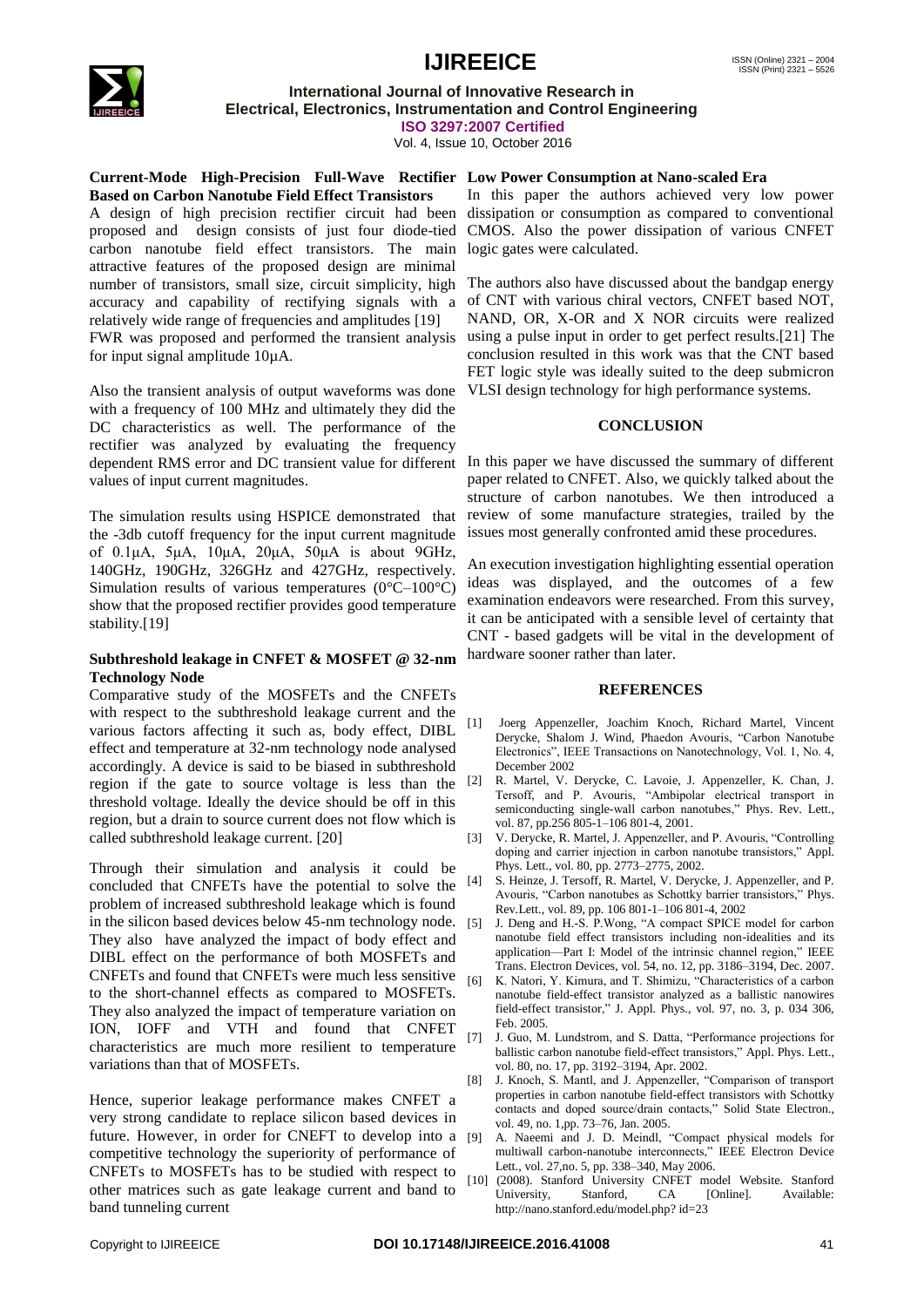**Current-Mode High-Precision Full-Wave Rectifier Based on Carbon Nanotube Field Effect Transistors**

A design of high precision rectifier circuit had been proposed and design consists of just four diode-tied carbon nanotube field effect transistors. The main attractive features of the proposed design are minimal number of transistors, small size, circuit simplicity, high accuracy and capability of rectifying signals with a relatively wide range of frequencies and amplitudes [19] FWR was proposed and performed the transient analysis for input signal amplitude 10μA.

Also the transient analysis of output waveforms was done with a frequency of 100 MHz and ultimately they did the DC characteristics as well. The performance of the rectifier was analyzed by evaluating the frequency dependent RMS error and DC transient value for different values of input current magnitudes.

The simulation results using HSPICE demonstrated that the -3db cutoff frequency for the input current magnitude of 0.1μA, 5μA, 10μA, 20μA, 50μA is about 9GHz, 140GHz, 190GHz, 326GHz and 427GHz, respectively. Simulation results of various temperatures (0°C–100°C) show that the proposed rectifier provides good temperature stability.[19]

**Subthreshold leakage in CNFET & MOSFET @ 32-nm Technology Node**

Comparative study of the MOSFETs and the CNFETs with respect to the subthreshold leakage current and the various factors affecting it such as, body effect, DIBL effect and temperature at 32-nm technology node analysed accordingly. A device is said to be biased in subthreshold region if the gate to source voltage is less than the threshold voltage. Ideally the device should be off in this region, but a drain to source current does not flow which is called subthreshold leakage current. [20]

Through their simulation and analysis it could be concluded that CNFETs have the potential to solve the problem of increased subthreshold leakage which is found in the silicon based devices below 45-nm technology node. They also have analyzed the impact of body effect and DIBL effect on the performance of both MOSFETs and CNFETs and found that CNFETs were much less sensitive to the short-channel effects as compared to MOSFETs. They also analyzed the impact of temperature variation on ION, IOFF and VTH and found that CNFET characteristics are much more resilient to temperature variations than that of MOSFETs.

Hence, superior leakage performance makes CNFET a very strong candidate to replace silicon based devices in future. However, in order for CNEFT to develop into a competitive technology the superiority of performance of CNFETs to MOSFETs has to be studied with respect to other matrices such as gate leakage current and band to band tunneling current

**Low Power Consumption at Nano-scaled Era**

In this paper the authors achieved very low power dissipation or consumption as compared to conventional CMOS. Also the power dissipation of various CNFET logic gates were calculated.

The authors also have discussed about the bandgap energy of CNT with various chiral vectors, CNFET based NOT, NAND, OR, X-OR and X NOR circuits were realized using a pulse input in order to get perfect results.[21] The conclusion resulted in this work was that the CNT based FET logic style was ideally suited to the deep submicron VLSI design technology for high performance systems.

## CONCLUSION

In this paper we have discussed the summary of different paper related to CNFET. Also, we quickly talked about the structure of carbon nanotubes. We then introduced a review of some manufacture strategies, trailed by the issues most generally confronted amid these procedures.

An execution investigation highlighting essential operation ideas was displayed, and the outcomes of a few examination endeavors were researched. From this survey, it can be anticipated with a sensible level of certainty that CNT - based gadgets will be vital in the development of hardware sooner rather than later.

## REFERENCES

[1] Joerg Appenzeller, Joachim Knoch, Richard Martel, Vincent Derycke, Shalom J. Wind, Phaedon Avouris, "Carbon Nanotube Electronics", IEEE Transactions on Nanotechnology, Vol. 1, No. 4, December 2002

[2] R. Martel, V. Derycke, C. Lavoie, J. Appenzeller, K. Chan, J. Tersoff, and P. Avouris, "Ambipolar electrical transport in semiconducting single-wall carbon nanotubes," Phys. Rev. Lett., vol. 87, pp.256 805-1–106 801-4, 2001.

[3] V. Derycke, R. Martel, J. Appenzeller, and P. Avouris, "Controlling doping and carrier injection in carbon nanotube transistors," Appl. Phys. Lett., vol. 80, pp. 2773–2775, 2002.

[4] S. Heinze, J. Tersoff, R. Martel, V. Derycke, J. Appenzeller, and P. Avouris, "Carbon nanotubes as Schottky barrier transistors," Phys. Rev.Lett., vol. 89, pp. 106 801-1–106 801-4, 2002

[5] J. Deng and H.-S. P.Wong, "A compact SPICE model for carbon nanotube field effect transistors including non-idealities and its application—Part I: Model of the intrinsic channel region," IEEE Trans. Electron Devices, vol. 54, no. 12, pp. 3186–3194, Dec. 2007.

[6] K. Natori, Y. Kimura, and T. Shimizu, "Characteristics of a carbon nanotube field-effect transistor analyzed as a ballistic nanowires field-effect transistor," J. Appl. Phys., vol. 97, no. 3, p. 034 306, Feb. 2005.

[7] J. Guo, M. Lundstrom, and S. Datta, "Performance projections for ballistic carbon nanotube field-effect transistors," Appl. Phys. Lett., vol. 80, no. 17, pp. 3192–3194, Apr. 2002.

[8] J. Knoch, S. Mantl, and J. Appenzeller, "Comparison of transport properties in carbon nanotube field-effect transistors with Schottky contacts and doped source/drain contacts," Solid State Electron., vol. 49, no. 1,pp. 73–76, Jan. 2005.

[9] A. Naeemi and J. D. Meindl, "Compact physical models for multiwall carbon-nanotube interconnects," IEEE Electron Device Lett., vol. 27,no. 5, pp. 338–340, May 2006.

[10] (2008). Stanford University CNFET model Website. Stanford University, Stanford, CA [Online]. Available: http://nano.stanford.edu/model.php? id=23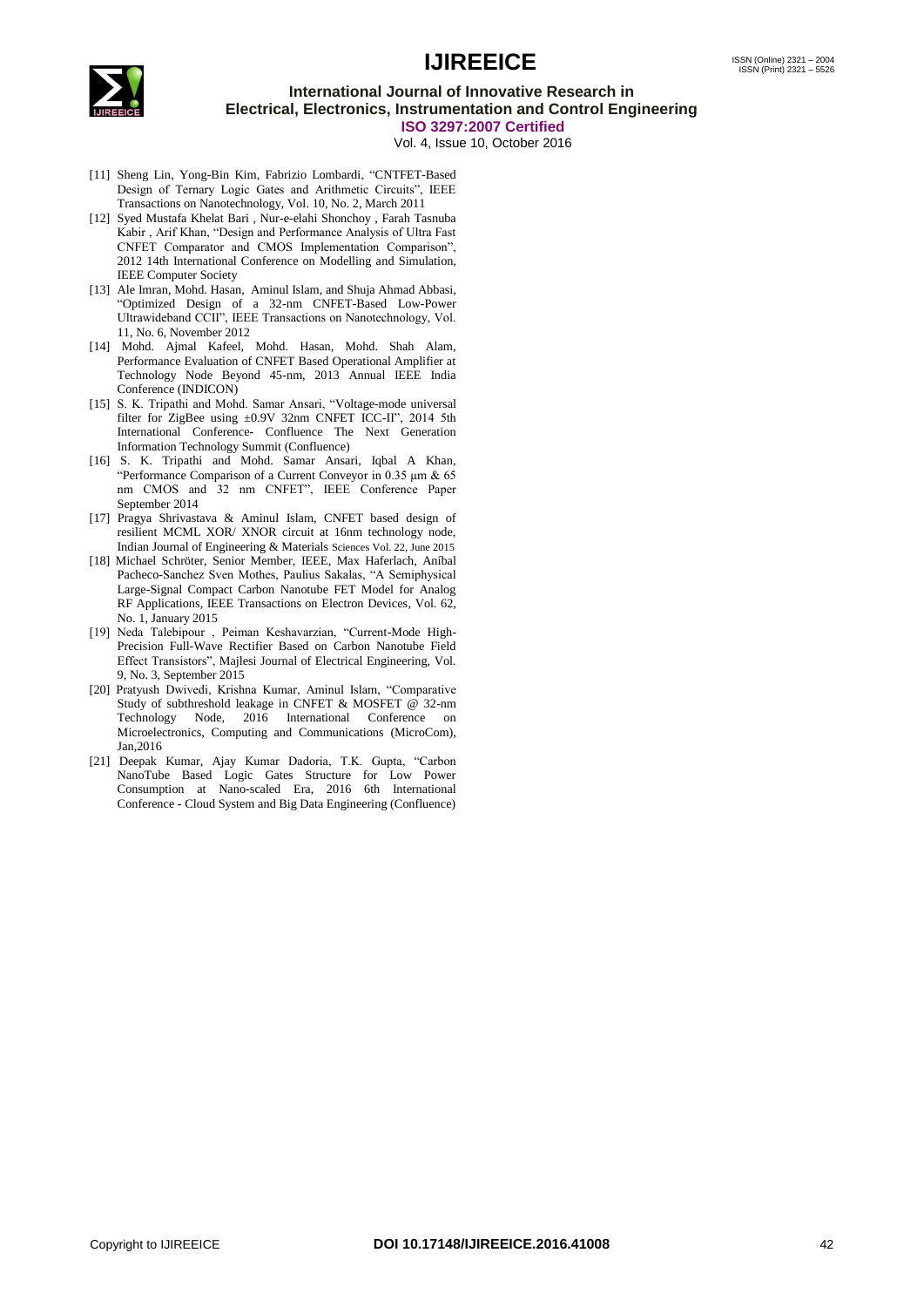[11] Sheng Lin, Yong-Bin Kim, Fabrizio Lombardi, "CNTFET-Based Design of Ternary Logic Gates and Arithmetic Circuits", IEEE Transactions on Nanotechnology, Vol. 10, No. 2, March 2011

[12] Syed Mustafa Khelat Bari , Nur-e-elahi Shonchoy , Farah Tasnuba Kabir , Arif Khan, "Design and Performance Analysis of Ultra Fast CNFET Comparator and CMOS Implementation Comparison", 2012 14th International Conference on Modelling and Simulation, IEEE Computer Society

[13] Ale Imran, Mohd. Hasan, Aminul Islam, and Shuja Ahmad Abbasi, "Optimized Design of a 32-nm CNFET-Based Low-Power Ultrawideband CCII", IEEE Transactions on Nanotechnology, Vol. 11, No. 6, November 2012

[14] Mohd. Ajmal Kafeel, Mohd. Hasan, Mohd. Shah Alam, Performance Evaluation of CNFET Based Operational Amplifier at Technology Node Beyond 45-nm, 2013 Annual IEEE India Conference (INDICON)

[15] S. K. Tripathi and Mohd. Samar Ansari, "Voltage-mode universal filter for ZigBee using ±0.9V 32nm CNFET ICC-II", 2014 5th International Conference- Confluence The Next Generation Information Technology Summit (Confluence)

[16] S. K. Tripathi and Mohd. Samar Ansari, Iqbal A Khan, "Performance Comparison of a Current Conveyor in 0.35 μm & 65 nm CMOS and 32 nm CNFET", IEEE Conference Paper September 2014

[17] Pragya Shrivastava & Aminul Islam, CNFET based design of resilient MCML XOR/ XNOR circuit at 16nm technology node, Indian Journal of Engineering & Materials Sciences Vol. 22, June 2015

[18] Michael Schröter, Senior Member, IEEE, Max Haferlach, Aníbal Pacheco-Sanchez Sven Mothes, Paulius Sakalas, "A Semiphysical Large-Signal Compact Carbon Nanotube FET Model for Analog RF Applications, IEEE Transactions on Electron Devices, Vol. 62, No. 1, January 2015

[19] Neda Talebipour , Peiman Keshavarzian, "Current-Mode High-Precision Full-Wave Rectifier Based on Carbon Nanotube Field Effect Transistors", Majlesi Journal of Electrical Engineering, Vol. 9, No. 3, September 2015

[20] Pratyush Dwivedi, Krishna Kumar, Aminul Islam, "Comparative Study of subthreshold leakage in CNFET & MOSFET @ 32-nm Technology Node, 2016 International Conference on Microelectronics, Computing and Communications (MicroCom), Jan,2016

[21] Deepak Kumar, Ajay Kumar Dadoria, T.K. Gupta, "Carbon NanoTube Based Logic Gates Structure for Low Power Consumption at Nano-scaled Era, 2016 6th International Conference - Cloud System and Big Data Engineering (Confluence)